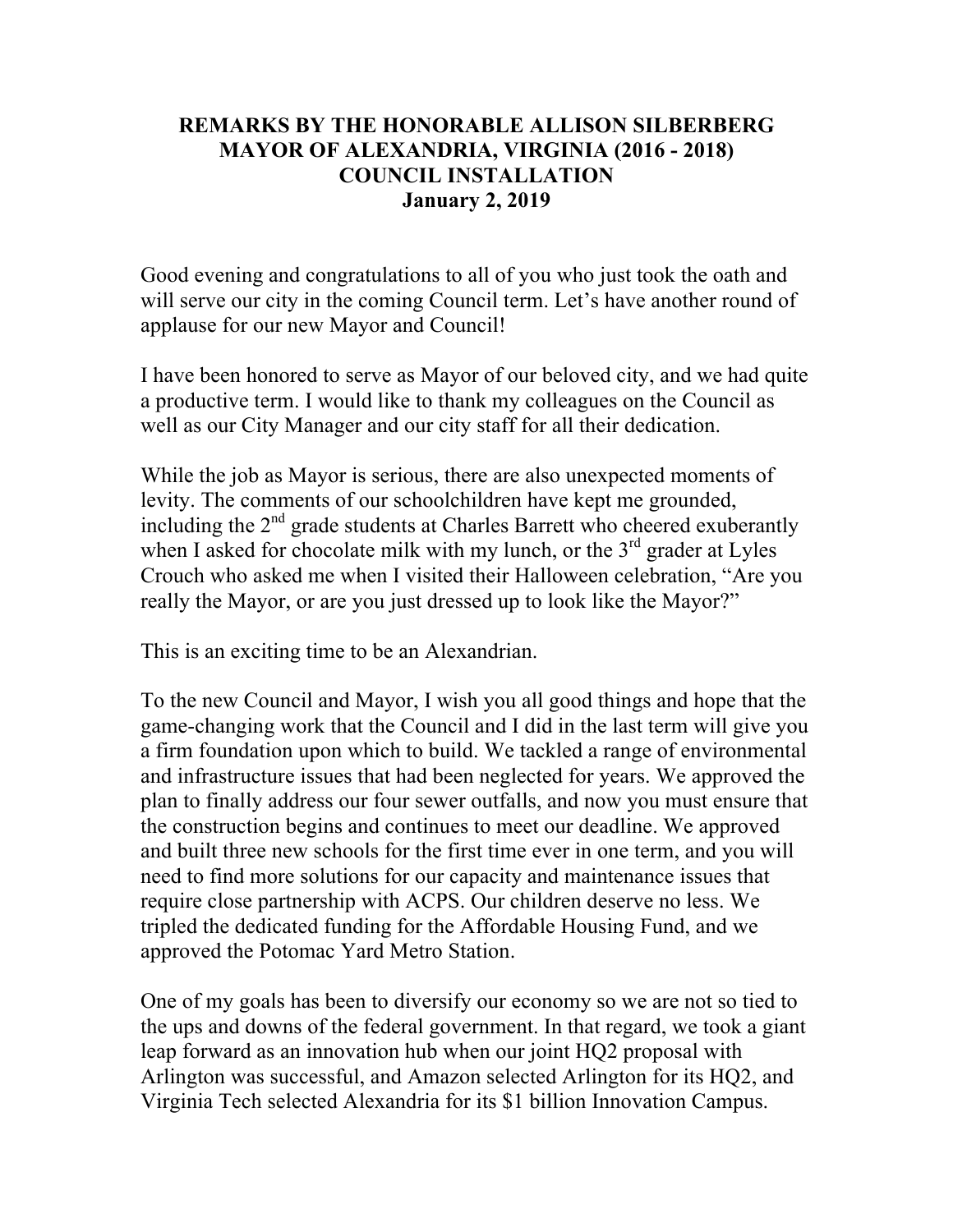**REMARKS BY THE HONORABLE ALLISON SILBERBERG**
**MAYOR OF ALEXANDRIA, VIRGINIA (2016 - 2018)**
**COUNCIL INSTALLATION**
**January 2, 2019**

Good evening and congratulations to all of you who just took the oath and will serve our city in the coming Council term. Let's have another round of applause for our new Mayor and Council!

I have been honored to serve as Mayor of our beloved city, and we had quite a productive term. I would like to thank my colleagues on the Council as well as our City Manager and our city staff for all their dedication.

While the job as Mayor is serious, there are also unexpected moments of levity. The comments of our schoolchildren have kept me grounded, including the 2nd grade students at Charles Barrett who cheered exuberantly when I asked for chocolate milk with my lunch, or the 3rd grader at Lyles Crouch who asked me when I visited their Halloween celebration, "Are you really the Mayor, or are you just dressed up to look like the Mayor?"

This is an exciting time to be an Alexandrian.

To the new Council and Mayor, I wish you all good things and hope that the game-changing work that the Council and I did in the last term will give you a firm foundation upon which to build. We tackled a range of environmental and infrastructure issues that had been neglected for years. We approved the plan to finally address our four sewer outfalls, and now you must ensure that the construction begins and continues to meet our deadline. We approved and built three new schools for the first time ever in one term, and you will need to find more solutions for our capacity and maintenance issues that require close partnership with ACPS. Our children deserve no less. We tripled the dedicated funding for the Affordable Housing Fund, and we approved the Potomac Yard Metro Station.

One of my goals has been to diversify our economy so we are not so tied to the ups and downs of the federal government. In that regard, we took a giant leap forward as an innovation hub when our joint HQ2 proposal with Arlington was successful, and Amazon selected Arlington for its HQ2, and Virginia Tech selected Alexandria for its $1 billion Innovation Campus.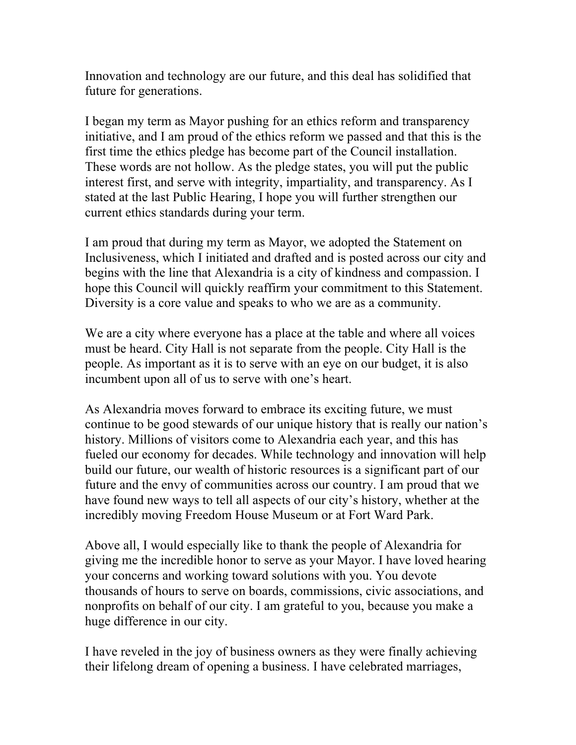Innovation and technology are our future, and this deal has solidified that future for generations.

I began my term as Mayor pushing for an ethics reform and transparency initiative, and I am proud of the ethics reform we passed and that this is the first time the ethics pledge has become part of the Council installation. These words are not hollow. As the pledge states, you will put the public interest first, and serve with integrity, impartiality, and transparency. As I stated at the last Public Hearing, I hope you will further strengthen our current ethics standards during your term.

I am proud that during my term as Mayor, we adopted the Statement on Inclusiveness, which I initiated and drafted and is posted across our city and begins with the line that Alexandria is a city of kindness and compassion. I hope this Council will quickly reaffirm your commitment to this Statement. Diversity is a core value and speaks to who we are as a community.

We are a city where everyone has a place at the table and where all voices must be heard. City Hall is not separate from the people. City Hall is the people. As important as it is to serve with an eye on our budget, it is also incumbent upon all of us to serve with one's heart.

As Alexandria moves forward to embrace its exciting future, we must continue to be good stewards of our unique history that is really our nation's history. Millions of visitors come to Alexandria each year, and this has fueled our economy for decades. While technology and innovation will help build our future, our wealth of historic resources is a significant part of our future and the envy of communities across our country. I am proud that we have found new ways to tell all aspects of our city's history, whether at the incredibly moving Freedom House Museum or at Fort Ward Park.

Above all, I would especially like to thank the people of Alexandria for giving me the incredible honor to serve as your Mayor. I have loved hearing your concerns and working toward solutions with you. You devote thousands of hours to serve on boards, commissions, civic associations, and nonprofits on behalf of our city. I am grateful to you, because you make a huge difference in our city.

I have reveled in the joy of business owners as they were finally achieving their lifelong dream of opening a business. I have celebrated marriages,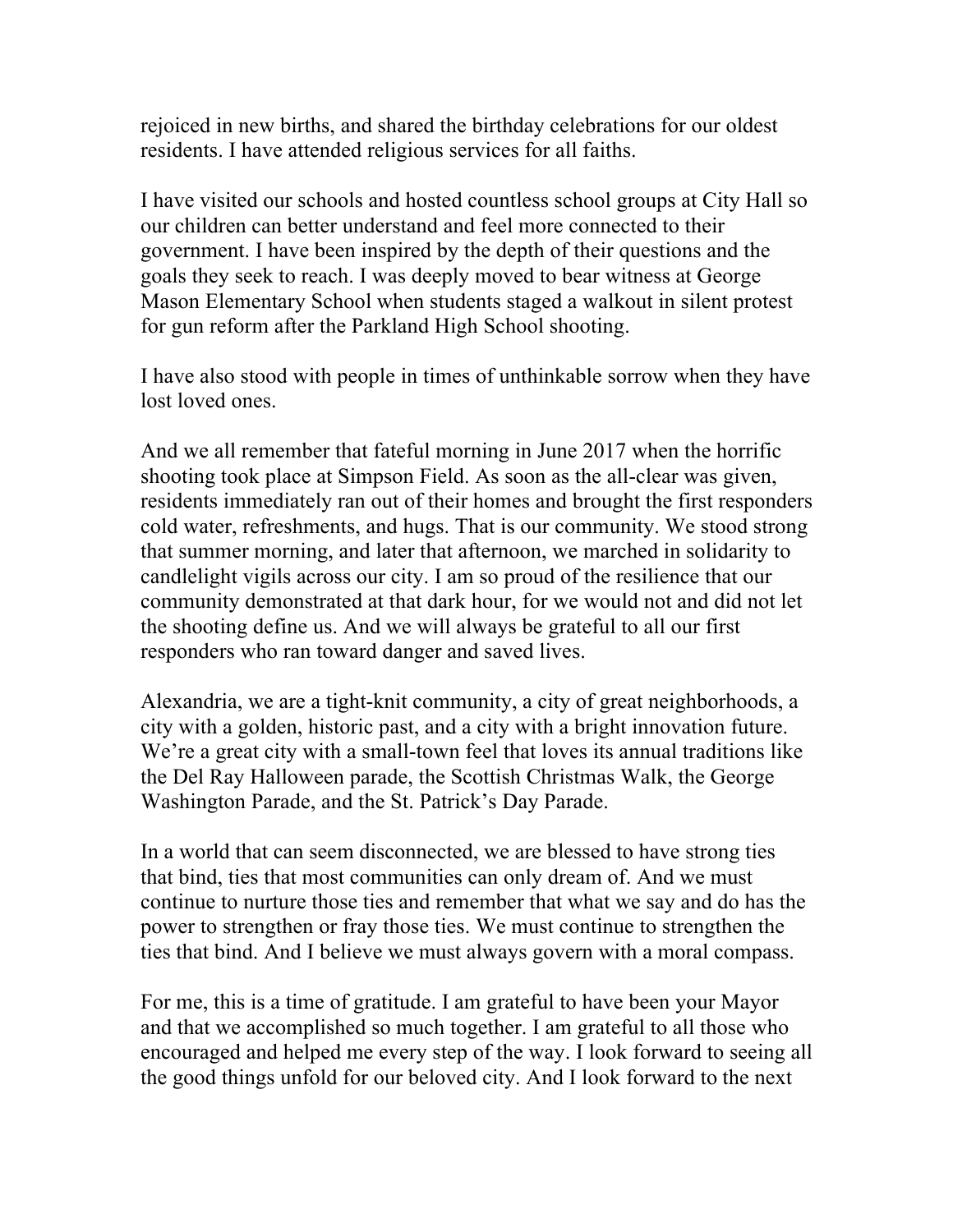rejoiced in new births, and shared the birthday celebrations for our oldest residents. I have attended religious services for all faiths.

I have visited our schools and hosted countless school groups at City Hall so our children can better understand and feel more connected to their government. I have been inspired by the depth of their questions and the goals they seek to reach. I was deeply moved to bear witness at George Mason Elementary School when students staged a walkout in silent protest for gun reform after the Parkland High School shooting.

I have also stood with people in times of unthinkable sorrow when they have lost loved ones.

And we all remember that fateful morning in June 2017 when the horrific shooting took place at Simpson Field. As soon as the all-clear was given, residents immediately ran out of their homes and brought the first responders cold water, refreshments, and hugs. That is our community. We stood strong that summer morning, and later that afternoon, we marched in solidarity to candlelight vigils across our city. I am so proud of the resilience that our community demonstrated at that dark hour, for we would not and did not let the shooting define us. And we will always be grateful to all our first responders who ran toward danger and saved lives.

Alexandria, we are a tight-knit community, a city of great neighborhoods, a city with a golden, historic past, and a city with a bright innovation future. We're a great city with a small-town feel that loves its annual traditions like the Del Ray Halloween parade, the Scottish Christmas Walk, the George Washington Parade, and the St. Patrick's Day Parade.

In a world that can seem disconnected, we are blessed to have strong ties that bind, ties that most communities can only dream of. And we must continue to nurture those ties and remember that what we say and do has the power to strengthen or fray those ties. We must continue to strengthen the ties that bind. And I believe we must always govern with a moral compass.

For me, this is a time of gratitude. I am grateful to have been your Mayor and that we accomplished so much together. I am grateful to all those who encouraged and helped me every step of the way. I look forward to seeing all the good things unfold for our beloved city. And I look forward to the next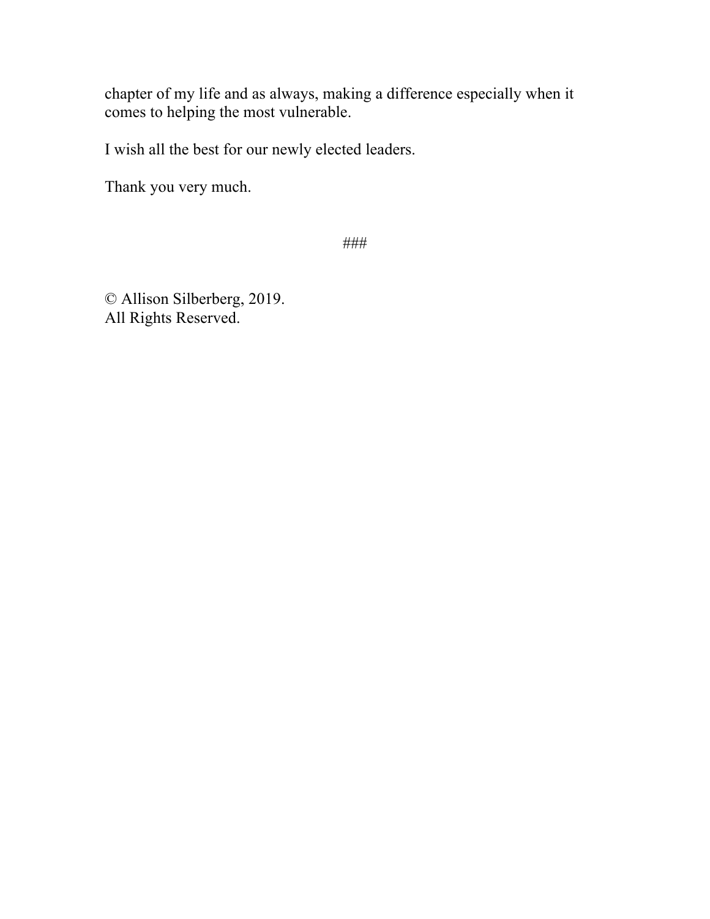chapter of my life and as always, making a difference especially when it comes to helping the most vulnerable.

I wish all the best for our newly elected leaders.

Thank you very much.

###

© Allison Silberberg, 2019.
All Rights Reserved.